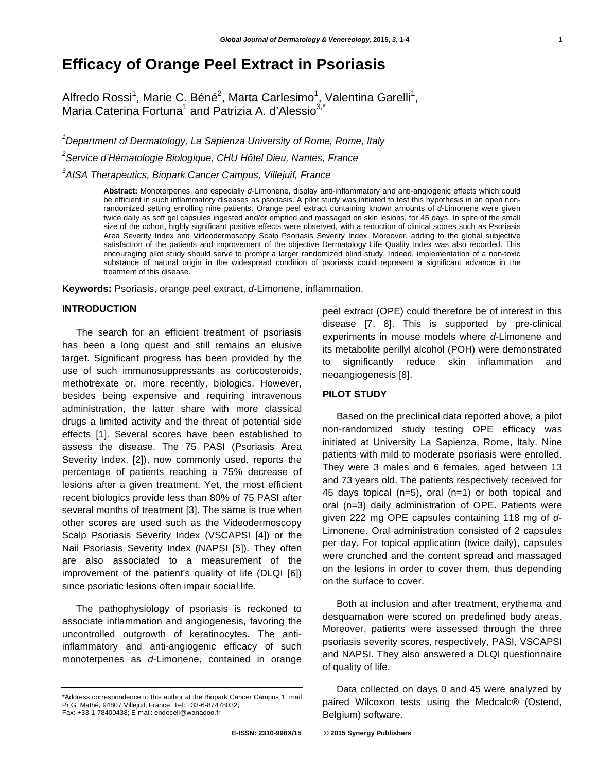# Efficacy of Orange Peel Extract in Psoriasis

Alfredo Rossi[1], Marie C. Béné[2], Marta Carlesimo[1], Valentina Garelli[1], Maria Caterina Fortuna[1] and Patrizia A. d'Alessio[3,*]

*[1]Department of Dermatology, La Sapienza University of Rome, Rome, Italy*

*[2]Service d'Hématologie Biologique, CHU Hôtel Dieu, Nantes, France*

*[3]AISA Therapeutics, Biopark Cancer Campus, Villejuif, France*

**Abstract:** Monoterpenes, and especially *d*-Limonene, display anti-inflammatory and anti-angiogenic effects which could be efficient in such inflammatory diseases as psoriasis. A pilot study was initiated to test this hypothesis in an open non-randomized setting enrolling nine patients. Orange peel extract containing known amounts of *d*-Limonene were given twice daily as soft gel capsules ingested and/or emptied and massaged on skin lesions, for 45 days. In spite of the small size of the cohort, highly significant positive effects were observed, with a reduction of clinical scores such as Psoriasis Area Severity Index and Videodermoscopy Scalp Psoriasis Severity Index. Moreover, adding to the global subjective satisfaction of the patients and improvement of the objective Dermatology Life Quality Index was also recorded. This encouraging pilot study should serve to prompt a larger randomized blind study. Indeed, implementation of a non-toxic substance of natural origin in the widespread condition of psoriasis could represent a significant advance in the treatment of this disease.

**Keywords:** Psoriasis, orange peel extract, *d*-Limonene, inflammation.

## INTRODUCTION

The search for an efficient treatment of psoriasis has been a long quest and still remains an elusive target. Significant progress has been provided by the use of such immunosuppressants as corticosteroids, methotrexate or, more recently, biologics. However, besides being expensive and requiring intravenous administration, the latter share with more classical drugs a limited activity and the threat of potential side effects [1]. Several scores have been established to assess the disease. The 75 PASI (Psoriasis Area Severity Index, [2]), now commonly used, reports the percentage of patients reaching a 75% decrease of lesions after a given treatment. Yet, the most efficient recent biologics provide less than 80% of 75 PASI after several months of treatment [3]. The same is true when other scores are used such as the Videodermoscopy Scalp Psoriasis Severity Index (VSCAPSI [4]) or the Nail Psoriasis Severity Index (NAPSI [5]). They often are also associated to a measurement of the improvement of the patient's quality of life (DLQI [6]) since psoriatic lesions often impair social life.

The pathophysiology of psoriasis is reckoned to associate inflammation and angiogenesis, favoring the uncontrolled outgrowth of keratinocytes. The anti-inflammatory and anti-angiogenic efficacy of such monoterpenes as *d*-Limonene, contained in orange peel extract (OPE) could therefore be of interest in this disease [7, 8]. This is supported by pre-clinical experiments in mouse models where *d*-Limonene and its metabolite perillyl alcohol (POH) were demonstrated to significantly reduce skin inflammation and neoangiogenesis [8].

## PILOT STUDY

Based on the preclinical data reported above, a pilot non-randomized study testing OPE efficacy was initiated at University La Sapienza, Rome, Italy. Nine patients with mild to moderate psoriasis were enrolled. They were 3 males and 6 females, aged between 13 and 73 years old. The patients respectively received for 45 days topical (n=5), oral (n=1) or both topical and oral (n=3) daily administration of OPE. Patients were given 222 mg OPE capsules containing 118 mg of *d*-Limonene. Oral administration consisted of 2 capsules per day. For topical application (twice daily), capsules were crunched and the content spread and massaged on the lesions in order to cover them, thus depending on the surface to cover.

Both at inclusion and after treatment, erythema and desquamation were scored on predefined body areas. Moreover, patients were assessed through the three psoriasis severity scores, respectively, PASI, VSCAPSI and NAPSI. They also answered a DLQI questionnaire of quality of life.

Data collected on days 0 and 45 were analyzed by paired Wilcoxon tests using the Medcalc® (Ostend, Belgium) software.

*Address correspondence to this author at the Biopark Cancer Campus 1, mail Pr G. Mathé, 94807 Villejuif, France; Tel: +33-6-87478032; Fax: +33-1-78400438; E-mail: endocell@wanadoo.fr

E-ISSN: 2310-998X/15 © 2015 Synergy Publishers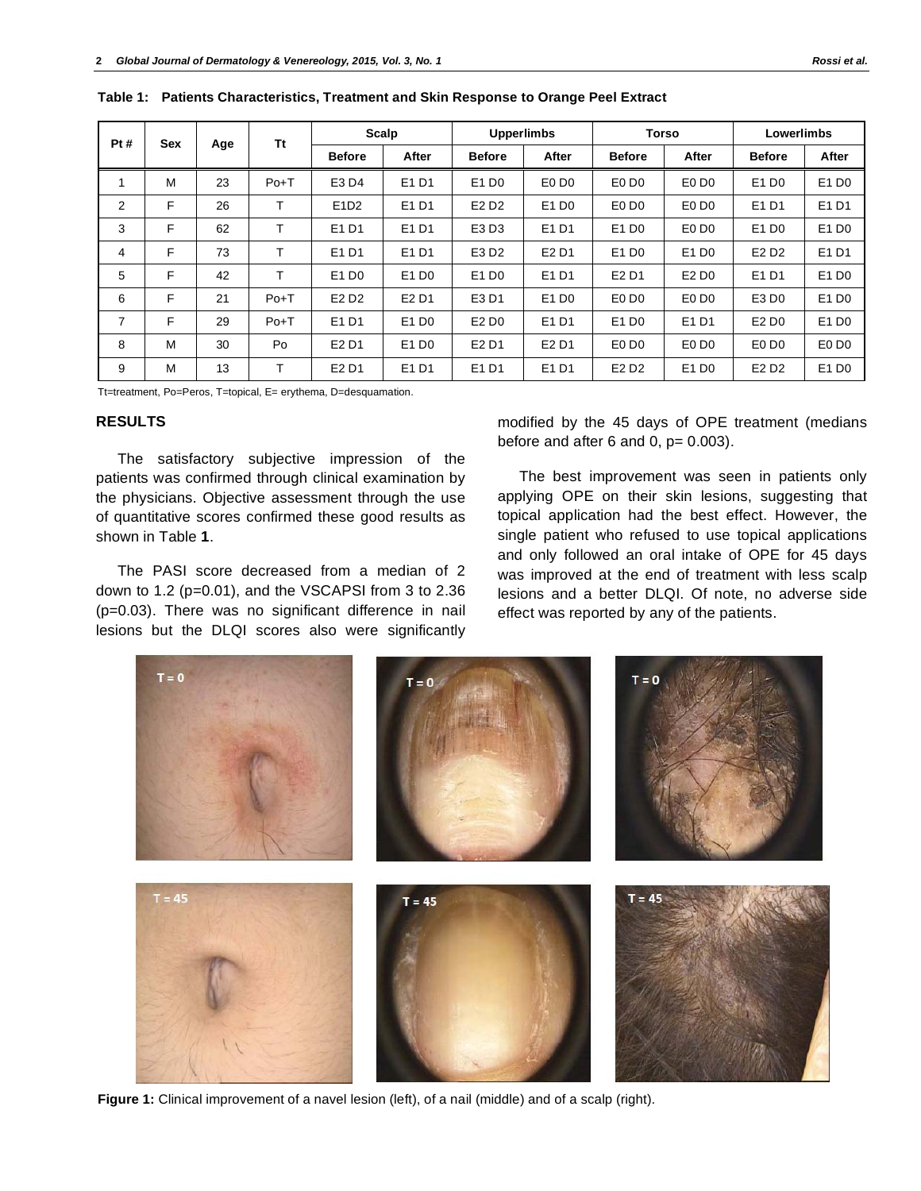**Table 1: Patients Characteristics, Treatment and Skin Response to Orange Peel Extract**

| Pt # | Sex | Age | Tt | Scalp | | Upperlimbs | | Torso | | Lowerlimbs | |
|---|---|---|---|---|---|---|---|---|---|---|---|
| | | | | Before | After | Before | After | Before | After | Before | After |
| 1 | M | 23 | Po+T | E3 D4 | E1 D1 | E1 D0 | E0 D0 | E0 D0 | E0 D0 | E1 D0 | E1 D0 |
| 2 | F | 26 | T | E1D2 | E1 D1 | E2 D2 | E1 D0 | E0 D0 | E0 D0 | E1 D1 | E1 D1 |
| 3 | F | 62 | T | E1 D1 | E1 D1 | E3 D3 | E1 D1 | E1 D0 | E0 D0 | E1 D0 | E1 D0 |
| 4 | F | 73 | T | E1 D1 | E1 D1 | E3 D2 | E2 D1 | E1 D0 | E1 D0 | E2 D2 | E1 D1 |
| 5 | F | 42 | T | E1 D0 | E1 D0 | E1 D0 | E1 D1 | E2 D1 | E2 D0 | E1 D1 | E1 D0 |
| 6 | F | 21 | Po+T | E2 D2 | E2 D1 | E3 D1 | E1 D0 | E0 D0 | E0 D0 | E3 D0 | E1 D0 |
| 7 | F | 29 | Po+T | E1 D1 | E1 D0 | E2 D0 | E1 D1 | E1 D0 | E1 D1 | E2 D0 | E1 D0 |
| 8 | M | 30 | Po | E2 D1 | E1 D0 | E2 D1 | E2 D1 | E0 D0 | E0 D0 | E0 D0 | E0 D0 |
| 9 | M | 13 | T | E2 D1 | E1 D1 | E1 D1 | E1 D1 | E2 D2 | E1 D0 | E2 D2 | E1 D0 |

Tt=treatment, Po=Peros, T=topical, E= erythema, D=desquamation.

## RESULTS

The satisfactory subjective impression of the patients was confirmed through clinical examination by the physicians. Objective assessment through the use of quantitative scores confirmed these good results as shown in Table **1**.

The PASI score decreased from a median of 2 down to 1.2 (p=0.01), and the VSCAPSI from 3 to 2.36 (p=0.03). There was no significant difference in nail lesions but the DLQI scores also were significantly modified by the 45 days of OPE treatment (medians before and after 6 and 0, p= 0.003).

The best improvement was seen in patients only applying OPE on their skin lesions, suggesting that topical application had the best effect. However, the single patient who refused to use topical applications and only followed an oral intake of OPE for 45 days was improved at the end of treatment with less scalp lesions and a better DLQI. Of note, no adverse side effect was reported by any of the patients.

**Figure 1:** Clinical improvement of a navel lesion (left), of a nail (middle) and of a scalp (right).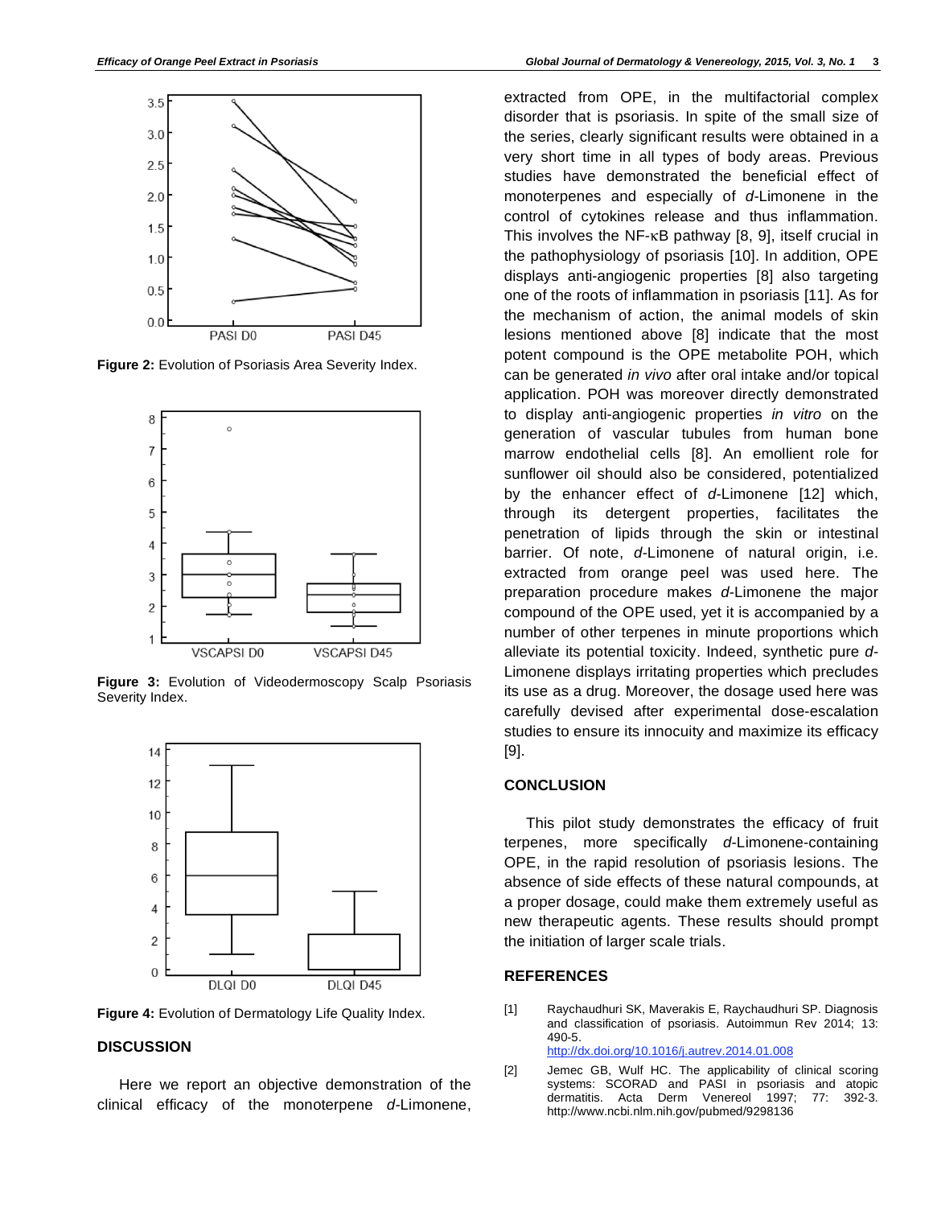Figure 2: Evolution of Psoriasis Area Severity Index.

Figure 3: Evolution of Videodermoscopy Scalp Psoriasis Severity Index.

Figure 4: Evolution of Dermatology Life Quality Index.

## DISCUSSION

Here we report an objective demonstration of the clinical efficacy of the monoterpene *d*-Limonene, extracted from OPE, in the multifactorial complex disorder that is psoriasis. In spite of the small size of the series, clearly significant results were obtained in a very short time in all types of body areas. Previous studies have demonstrated the beneficial effect of monoterpenes and especially of *d*-Limonene in the control of cytokines release and thus inflammation. This involves the NF-κB pathway [8, 9], itself crucial in the pathophysiology of psoriasis [10]. In addition, OPE displays anti-angiogenic properties [8] also targeting one of the roots of inflammation in psoriasis [11]. As for the mechanism of action, the animal models of skin lesions mentioned above [8] indicate that the most potent compound is the OPE metabolite POH, which can be generated *in vivo* after oral intake and/or topical application. POH was moreover directly demonstrated to display anti-angiogenic properties *in vitro* on the generation of vascular tubules from human bone marrow endothelial cells [8]. An emollient role for sunflower oil should also be considered, potentialized by the enhancer effect of *d*-Limonene [12] which, through its detergent properties, facilitates the penetration of lipids through the skin or intestinal barrier. Of note, *d*-Limonene of natural origin, i.e. extracted from orange peel was used here. The preparation procedure makes *d*-Limonene the major compound of the OPE used, yet it is accompanied by a number of other terpenes in minute proportions which alleviate its potential toxicity. Indeed, synthetic pure *d*-Limonene displays irritating properties which precludes its use as a drug. Moreover, the dosage used here was carefully devised after experimental dose-escalation studies to ensure its innocuity and maximize its efficacy [9].

## CONCLUSION

This pilot study demonstrates the efficacy of fruit terpenes, more specifically *d*-Limonene-containing OPE, in the rapid resolution of psoriasis lesions. The absence of side effects of these natural compounds, at a proper dosage, could make them extremely useful as new therapeutic agents. These results should prompt the initiation of larger scale trials.

## REFERENCES

[1] Raychaudhuri SK, Maverakis E, Raychaudhuri SP. Diagnosis and classification of psoriasis. Autoimmun Rev 2014; 13: 490-5. http://dx.doi.org/10.1016/j.autrev.2014.01.008

[2] Jemec GB, Wulf HC. The applicability of clinical scoring systems: SCORAD and PASI in psoriasis and atopic dermatitis. Acta Derm Venereol 1997; 77: 392-3. http://www.ncbi.nlm.nih.gov/pubmed/9298136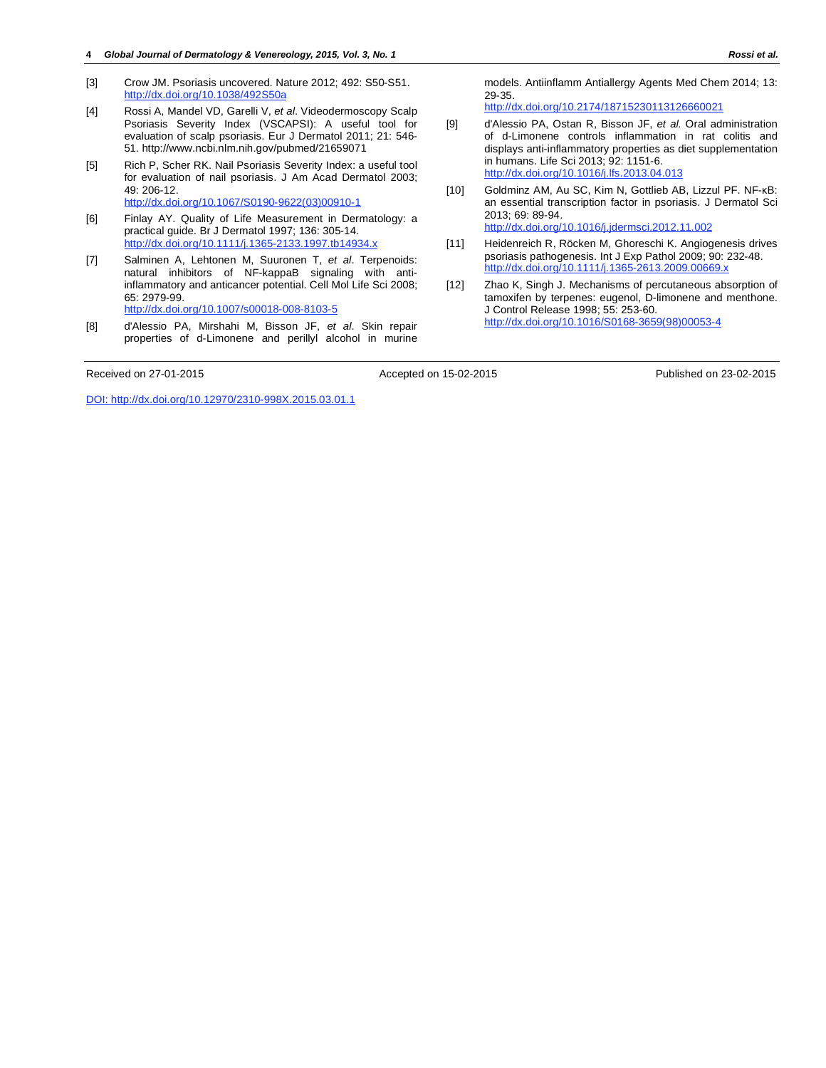[3] Crow JM. Psoriasis uncovered. Nature 2012; 492: S50-S51. http://dx.doi.org/10.1038/492S50a

[4] Rossi A, Mandel VD, Garelli V, *et al*. Videodermoscopy Scalp Psoriasis Severity Index (VSCAPSI): A useful tool for evaluation of scalp psoriasis. Eur J Dermatol 2011; 21: 546-51. http://www.ncbi.nlm.nih.gov/pubmed/21659071

[5] Rich P, Scher RK. Nail Psoriasis Severity Index: a useful tool for evaluation of nail psoriasis. J Am Acad Dermatol 2003; 49: 206-12. http://dx.doi.org/10.1067/S0190-9622(03)00910-1

[6] Finlay AY. Quality of Life Measurement in Dermatology: a practical guide. Br J Dermatol 1997; 136: 305-14. http://dx.doi.org/10.1111/j.1365-2133.1997.tb14934.x

[7] Salminen A, Lehtonen M, Suuronen T, *et al*. Terpenoids: natural inhibitors of NF-kappaB signaling with anti-inflammatory and anticancer potential. Cell Mol Life Sci 2008; 65: 2979-99. http://dx.doi.org/10.1007/s00018-008-8103-5

[8] d'Alessio PA, Mirshahi M, Bisson JF, *et al*. Skin repair properties of d-Limonene and perillyl alcohol in murine models. Antiinflamm Antiallergy Agents Med Chem 2014; 13: 29-35. http://dx.doi.org/10.2174/18715230113126660021

[9] d'Alessio PA, Ostan R, Bisson JF, *et al.* Oral administration of d-Limonene controls inflammation in rat colitis and displays anti-inflammatory properties as diet supplementation in humans. Life Sci 2013; 92: 1151-6. http://dx.doi.org/10.1016/j.lfs.2013.04.013

[10] Goldminz AM, Au SC, Kim N, Gottlieb AB, Lizzul PF. NF-κB: an essential transcription factor in psoriasis. J Dermatol Sci 2013; 69: 89-94. http://dx.doi.org/10.1016/j.jdermsci.2012.11.002

[11] Heidenreich R, Röcken M, Ghoreschi K. Angiogenesis drives psoriasis pathogenesis. Int J Exp Pathol 2009; 90: 232-48. http://dx.doi.org/10.1111/j.1365-2613.2009.00669.x

[12] Zhao K, Singh J. Mechanisms of percutaneous absorption of tamoxifen by terpenes: eugenol, D-limonene and menthone. J Control Release 1998; 55: 253-60. http://dx.doi.org/10.1016/S0168-3659(98)00053-4

Received on 27-01-2015 Accepted on 15-02-2015 Published on 23-02-2015

DOI: http://dx.doi.org/10.12970/2310-998X.2015.03.01.1